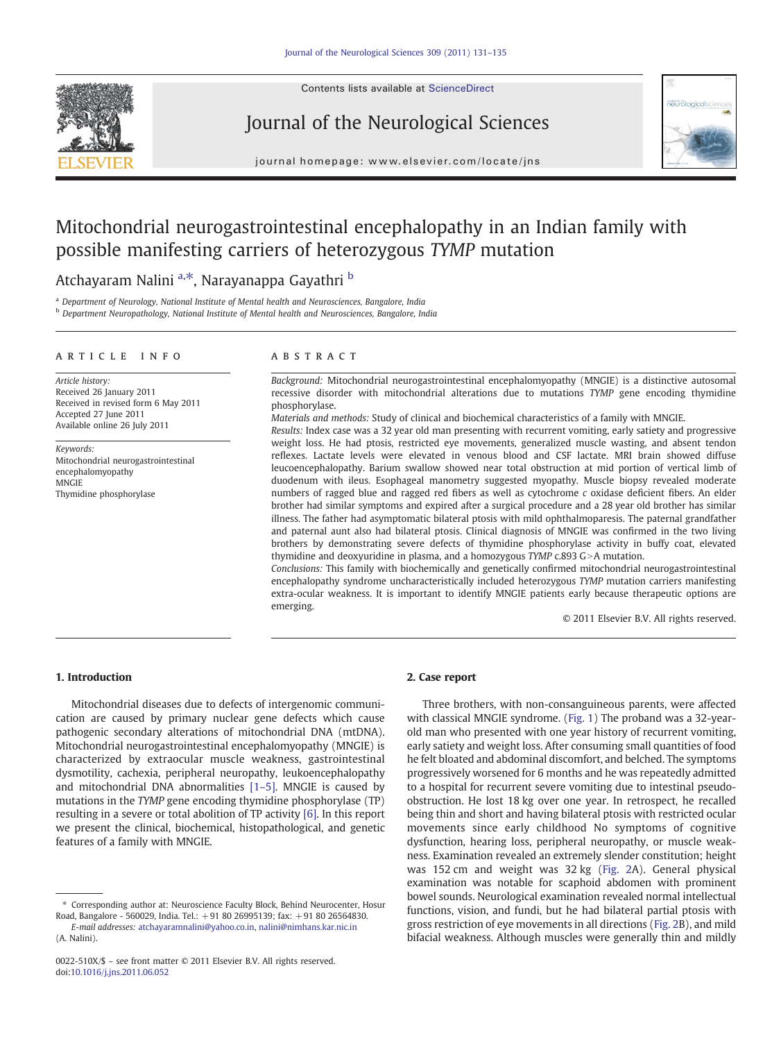# Mitochondrial neurogastrointestinal encephalopathy in an Indian family with possible manifesting carriers of heterozygous *TYMP* mutation

Atchayaram Nalini [a,*], Narayanappa Gayathri [b]

[a] Department of Neurology, National Institute of Mental health and Neurosciences, Bangalore, India
[b] Department Neuropathology, National Institute of Mental health and Neurosciences, Bangalore, India

**ARTICLE INFO**

*Article history:*
Received 26 January 2011
Received in revised form 6 May 2011
Accepted 27 June 2011
Available online 26 July 2011

*Keywords:*
Mitochondrial neurogastrointestinal encephalomyopathy
MNGIE
Thymidine phosphorylase

**ABSTRACT**

*Background:* Mitochondrial neurogastrointestinal encephalomyopathy (MNGIE) is a distinctive autosomal recessive disorder with mitochondrial alterations due to mutations *TYMP* gene encoding thymidine phosphorylase.

*Materials and methods:* Study of clinical and biochemical characteristics of a family with MNGIE.

*Results:* Index case was a 32 year old man presenting with recurrent vomiting, early satiety and progressive weight loss. He had ptosis, restricted eye movements, generalized muscle wasting, and absent tendon reflexes. Lactate levels were elevated in venous blood and CSF lactate. MRI brain showed diffuse leucoencephalopathy. Barium swallow showed near total obstruction at mid portion of vertical limb of duodenum with ileus. Esophageal manometry suggested myopathy. Muscle biopsy revealed moderate numbers of ragged blue and ragged red fibers as well as cytochrome *c* oxidase deficient fibers. An elder brother had similar symptoms and expired after a surgical procedure and a 28 year old brother has similar illness. The father had asymptomatic bilateral ptosis with mild ophthalmoparesis. The paternal grandfather and paternal aunt also had bilateral ptosis. Clinical diagnosis of MNGIE was confirmed in the two living brothers by demonstrating severe defects of thymidine phosphorylase activity in buffy coat, elevated thymidine and deoxyuridine in plasma, and a homozygous *TYMP* c.893 G>A mutation.

*Conclusions:* This family with biochemically and genetically confirmed mitochondrial neurogastrointestinal encephalopathy syndrome uncharacteristically included heterozygous *TYMP* mutation carriers manifesting extra-ocular weakness. It is important to identify MNGIE patients early because therapeutic options are emerging.

© 2011 Elsevier B.V. All rights reserved.

## 1. Introduction

Mitochondrial diseases due to defects of intergenomic communication are caused by primary nuclear gene defects which cause pathogenic secondary alterations of mitochondrial DNA (mtDNA). Mitochondrial neurogastrointestinal encephalomyopathy (MNGIE) is characterized by extraocular muscle weakness, gastrointestinal dysmotility, cachexia, peripheral neuropathy, leukoencephalopathy and mitochondrial DNA abnormalities [1–5]. MNGIE is caused by mutations in the *TYMP* gene encoding thymidine phosphorylase (TP) resulting in a severe or total abolition of TP activity [6]. In this report we present the clinical, biochemical, histopathological, and genetic features of a family with MNGIE.

## 2. Case report

Three brothers, with non-consanguineous parents, were affected with classical MNGIE syndrome. (Fig. 1) The proband was a 32-year-old man who presented with one year history of recurrent vomiting, early satiety and weight loss. After consuming small quantities of food he felt bloated and abdominal discomfort, and belched. The symptoms progressively worsened for 6 months and he was repeatedly admitted to a hospital for recurrent severe vomiting due to intestinal pseudo-obstruction. He lost 18 kg over one year. In retrospect, he recalled being thin and short and having bilateral ptosis with restricted ocular movements since early childhood No symptoms of cognitive dysfunction, hearing loss, peripheral neuropathy, or muscle weakness. Examination revealed an extremely slender constitution; height was 152 cm and weight was 32 kg (Fig. 2A). General physical examination was notable for scaphoid abdomen with prominent bowel sounds. Neurological examination revealed normal intellectual functions, vision, and fundi, but he had bilateral partial ptosis with gross restriction of eye movements in all directions (Fig. 2B), and mild bifacial weakness. Although muscles were generally thin and mildly

* Corresponding author at: Neuroscience Faculty Block, Behind Neurocenter, Hosur Road, Bangalore - 560029, India. Tel.: +91 80 26995139; fax: +91 80 26564830.
E-mail addresses: atchayaramnalini@yahoo.co.in, nalini@nimhans.kar.nic.in (A. Nalini).

0022-510X/$ – see front matter © 2011 Elsevier B.V. All rights reserved.
doi:10.1016/j.jns.2011.06.052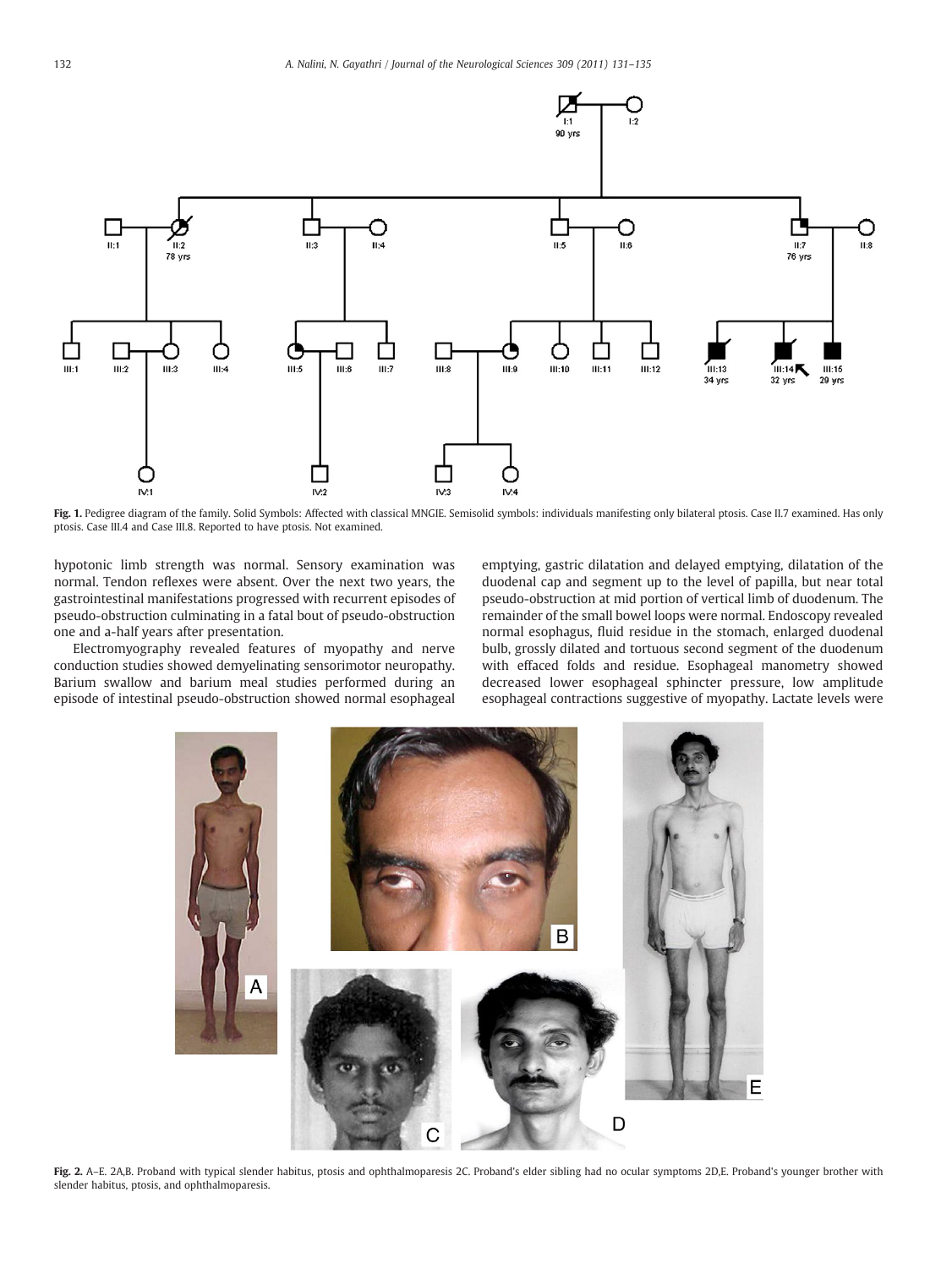Fig. 1. Pedigree diagram of the family. Solid Symbols: Affected with classical MNGIE. Semisolid symbols: individuals manifesting only bilateral ptosis. Case II.7 examined. Has only ptosis. Case III.4 and Case III.8. Reported to have ptosis. Not examined.

hypotonic limb strength was normal. Sensory examination was normal. Tendon reflexes were absent. Over the next two years, the gastrointestinal manifestations progressed with recurrent episodes of pseudo-obstruction culminating in a fatal bout of pseudo-obstruction one and a-half years after presentation.

Electromyography revealed features of myopathy and nerve conduction studies showed demyelinating sensorimotor neuropathy. Barium swallow and barium meal studies performed during an episode of intestinal pseudo-obstruction showed normal esophageal emptying, gastric dilatation and delayed emptying, dilatation of the duodenal cap and segment up to the level of papilla, but near total pseudo-obstruction at mid portion of vertical limb of duodenum. The remainder of the small bowel loops were normal. Endoscopy revealed normal esophagus, fluid residue in the stomach, enlarged duodenal bulb, grossly dilated and tortuous second segment of the duodenum with effaced folds and residue. Esophageal manometry showed decreased lower esophageal sphincter pressure, low amplitude esophageal contractions suggestive of myopathy. Lactate levels were

Fig. 2. A–E. 2A,B. Proband with typical slender habitus, ptosis and ophthalmoparesis 2C. Proband's elder sibling had no ocular symptoms 2D,E. Proband's younger brother with slender habitus, ptosis, and ophthalmoparesis.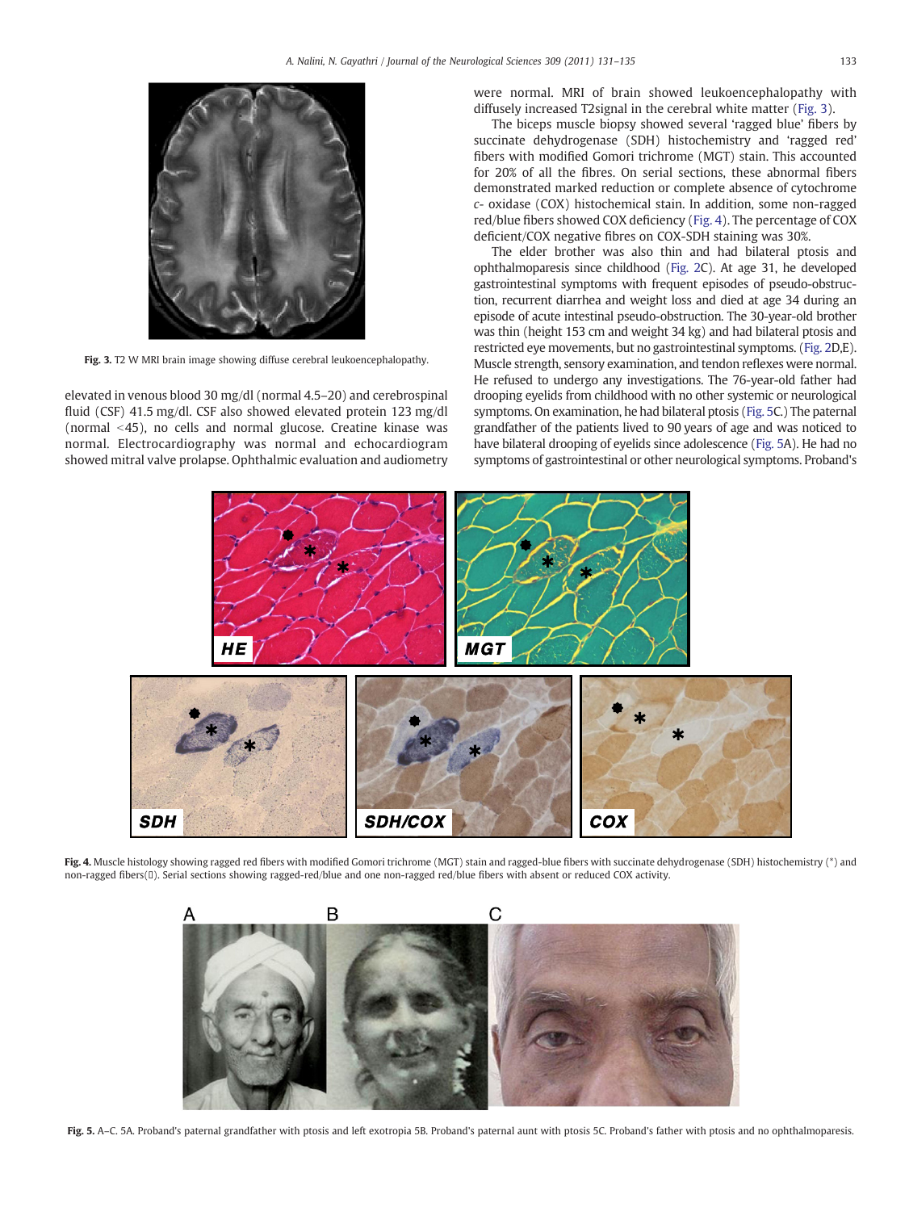Fig. 3. T2 W MRI brain image showing diffuse cerebral leukoencephalopathy.

elevated in venous blood 30 mg/dl (normal 4.5–20) and cerebrospinal fluid (CSF) 41.5 mg/dl. CSF also showed elevated protein 123 mg/dl (normal <45), no cells and normal glucose. Creatine kinase was normal. Electrocardiography was normal and echocardiogram showed mitral valve prolapse. Ophthalmic evaluation and audiometry were normal. MRI of brain showed leukoencephalopathy with diffusely increased T2signal in the cerebral white matter (Fig. 3).

The biceps muscle biopsy showed several 'ragged blue' fibers by succinate dehydrogenase (SDH) histochemistry and 'ragged red' fibers with modified Gomori trichrome (MGT) stain. This accounted for 20% of all the fibres. On serial sections, these abnormal fibers demonstrated marked reduction or complete absence of cytochrome *c*- oxidase (COX) histochemical stain. In addition, some non-ragged red/blue fibers showed COX deficiency (Fig. 4). The percentage of COX deficient/COX negative fibres on COX-SDH staining was 30%.

The elder brother was also thin and had bilateral ptosis and ophthalmoparesis since childhood (Fig. 2C). At age 31, he developed gastrointestinal symptoms with frequent episodes of pseudo-obstruction, recurrent diarrhea and weight loss and died at age 34 during an episode of acute intestinal pseudo-obstruction. The 30-year-old brother was thin (height 153 cm and weight 34 kg) and had bilateral ptosis and restricted eye movements, but no gastrointestinal symptoms. (Fig. 2D,E). Muscle strength, sensory examination, and tendon reflexes were normal. He refused to undergo any investigations. The 76-year-old father had drooping eyelids from childhood with no other systemic or neurological symptoms. On examination, he had bilateral ptosis (Fig. 5C.) The paternal grandfather of the patients lived to 90 years of age and was noticed to have bilateral drooping of eyelids since adolescence (Fig. 5A). He had no symptoms of gastrointestinal or other neurological symptoms. Proband's

Fig. 4. Muscle histology showing ragged red fibers with modified Gomori trichrome (MGT) stain and ragged-blue fibers with succinate dehydrogenase (SDH) histochemistry (*) and non-ragged fibers(●). Serial sections showing ragged-red/blue and one non-ragged red/blue fibers with absent or reduced COX activity.

Fig. 5. A–C. 5A. Proband's paternal grandfather with ptosis and left exotropia 5B. Proband's paternal aunt with ptosis 5C. Proband's father with ptosis and no ophthalmoparesis.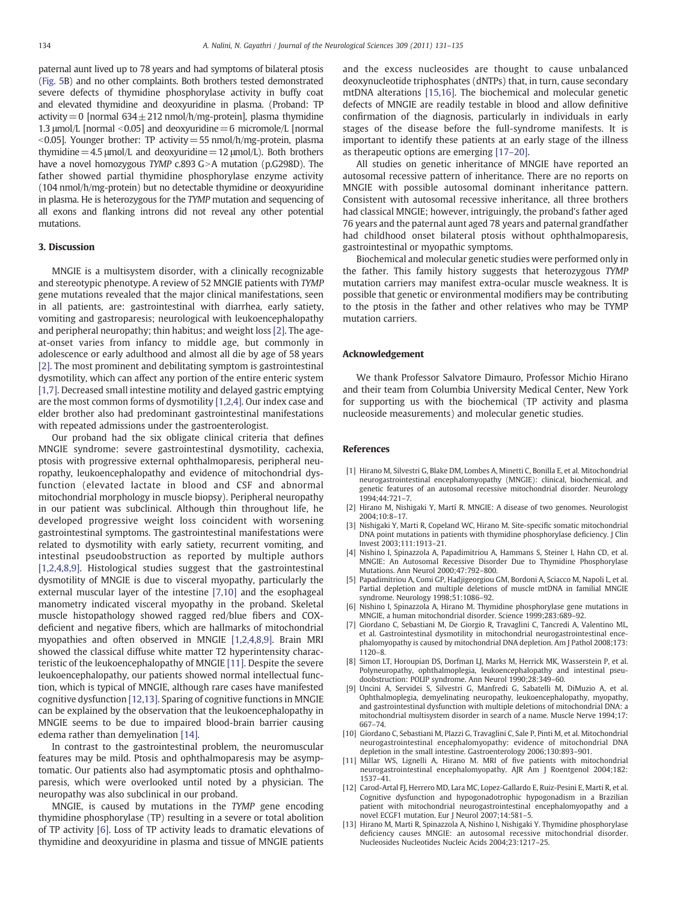paternal aunt lived up to 78 years and had symptoms of bilateral ptosis (Fig. 5B) and no other complaints. Both brothers tested demonstrated severe defects of thymidine phosphorylase activity in buffy coat and elevated thymidine and deoxyuridine in plasma. (Proband: TP activity = 0 [normal 634 ± 212 nmol/h/mg-protein], plasma thymidine 1.3 μmol/L [normal <0.05] and deoxyuridine = 6 micromole/L [normal <0.05]. Younger brother: TP activity = 55 nmol/h/mg-protein, plasma thymidine = 4.5 μmol/L and deoxyuridine = 12 μmol/L). Both brothers have a novel homozygous *TYMP* c.893 G>A mutation (p.G298D). The father showed partial thymidine phosphorylase enzyme activity (104 nmol/h/mg-protein) but no detectable thymidine or deoxyuridine in plasma. He is heterozygous for the *TYMP* mutation and sequencing of all exons and flanking introns did not reveal any other potential mutations.

## 3. Discussion

MNGIE is a multisystem disorder, with a clinically recognizable and stereotypic phenotype. A review of 52 MNGIE patients with *TYMP* gene mutations revealed that the major clinical manifestations, seen in all patients, are: gastrointestinal with diarrhea, early satiety, vomiting and gastroparesis; neurological with leukoencephalopathy and peripheral neuropathy; thin habitus; and weight loss [2]. The age-at-onset varies from infancy to middle age, but commonly in adolescence or early adulthood and almost all die by age of 58 years [2]. The most prominent and debilitating symptom is gastrointestinal dysmotility, which can affect any portion of the entire enteric system [1,7]. Decreased small intestine motility and delayed gastric emptying are the most common forms of dysmotility [1,2,4]. Our index case and elder brother also had predominant gastrointestinal manifestations with repeated admissions under the gastroenterologist.

Our proband had the six obligate clinical criteria that defines MNGIE syndrome: severe gastrointestinal dysmotility, cachexia, ptosis with progressive external ophthalmoparesis, peripheral neuropathy, leukoencephalopathy and evidence of mitochondrial dysfunction (elevated lactate in blood and CSF and abnormal mitochondrial morphology in muscle biopsy). Peripheral neuropathy in our patient was subclinical. Although thin throughout life, he developed progressive weight loss coincident with worsening gastrointestinal symptoms. The gastrointestinal manifestations were related to dysmotility with early satiety, recurrent vomiting, and intestinal pseudoobstruction as reported by multiple authors [1,2,4,8,9]. Histological studies suggest that the gastrointestinal dysmotility of MNGIE is due to visceral myopathy, particularly the external muscular layer of the intestine [7,10] and the esophageal manometry indicated visceral myopathy in the proband. Skeletal muscle histopathology showed ragged red/blue fibers and COX-deficient and negative fibers, which are hallmarks of mitochondrial myopathies and often observed in MNGIE [1,2,4,8,9]. Brain MRI showed the classical diffuse white matter T2 hyperintensity characteristic of the leukoencephalopathy of MNGIE [11]. Despite the severe leukoencephalopathy, our patients showed normal intellectual function, which is typical of MNGIE, although rare cases have manifested cognitive dysfunction [12,13]. Sparing of cognitive functions in MNGIE can be explained by the observation that the leukoencephalopathy in MNGIE seems to be due to impaired blood-brain barrier causing edema rather than demyelination [14].

In contrast to the gastrointestinal problem, the neuromuscular features may be mild. Ptosis and ophthalmoparesis may be asymptomatic. Our patients also had asymptomatic ptosis and ophthalmoparesis, which were overlooked until noted by a physician. The neuropathy was also subclinical in our proband.

MNGIE, is caused by mutations in the *TYMP* gene encoding thymidine phosphorylase (TP) resulting in a severe or total abolition of TP activity [6]. Loss of TP activity leads to dramatic elevations of thymidine and deoxyuridine in plasma and tissue of MNGIE patients and the excess nucleosides are thought to cause unbalanced deoxynucleotide triphosphates (dNTPs) that, in turn, cause secondary mtDNA alterations [15,16]. The biochemical and molecular genetic defects of MNGIE are readily testable in blood and allow definitive confirmation of the diagnosis, particularly in individuals in early stages of the disease before the full-syndrome manifests. It is important to identify these patients at an early stage of the illness as therapeutic options are emerging [17–20].

All studies on genetic inheritance of MNGIE have reported an autosomal recessive pattern of inheritance. There are no reports on MNGIE with possible autosomal dominant inheritance pattern. Consistent with autosomal recessive inheritance, all three brothers had classical MNGIE; however, intriguingly, the proband's father aged 76 years and the paternal aunt aged 78 years and paternal grandfather had childhood onset bilateral ptosis without ophthalmoparesis, gastrointestinal or myopathic symptoms.

Biochemical and molecular genetic studies were performed only in the father. This family history suggests that heterozygous *TYMP* mutation carriers may manifest extra-ocular muscle weakness. It is possible that genetic or environmental modifiers may be contributing to the ptosis in the father and other relatives who may be TYMP mutation carriers.

## Acknowledgement

We thank Professor Salvatore Dimauro, Professor Michio Hirano and their team from Columbia University Medical Center, New York for supporting us with the biochemical (TP activity and plasma nucleoside measurements) and molecular genetic studies.

## References

[1] Hirano M, Silvestri G, Blake DM, Lombes A, Minetti C, Bonilla E, et al. Mitochondrial neurogastrointestinal encephalomyopathy (MNGIE): clinical, biochemical, and genetic features of an autosomal recessive mitochondrial disorder. Neurology 1994;44:721–7.

[2] Hirano M, Nishigaki Y, Martí R. MNGIE: A disease of two genomes. Neurologist 2004;10:8–17.

[3] Nishigaki Y, Marti R, Copeland WC, Hirano M. Site-specific somatic mitochondrial DNA point mutations in patients with thymidine phosphorylase deficiency. J Clin Invest 2003;111:1913–21.

[4] Nishino I, Spinazzola A, Papadimitriou A, Hammans S, Steiner I, Hahn CD, et al. MNGIE: An Autosomal Recessive Disorder Due to Thymidine Phosphorylase Mutations. Ann Neurol 2000;47:792–800.

[5] Papadimitriou A, Comi GP, Hadjigeorgiou GM, Bordoni A, Sciacco M, Napoli L, et al. Partial depletion and multiple deletions of muscle mtDNA in familial MNGIE syndrome. Neurology 1998;51:1086–92.

[6] Nishino I, Spinazzola A, Hirano M. Thymidine phosphorylase gene mutations in MNGIE, a human mitochondrial disorder. Science 1999;283:689–92.

[7] Giordano C, Sebastiani M, De Giorgio R, Travaglini C, Tancredi A, Valentino ML, et al. Gastrointestinal dysmotility in mitochondrial neurogastrointestinal encephalomyopathy is caused by mitochondrial DNA depletion. Am J Pathol 2008;173: 1120–8.

[8] Simon LT, Horoupian DS, Dorfman LJ, Marks M, Herrick MK, Wasserstein P, et al. Polyneuropathy, ophthalmoplegia, leukoencephalopathy and intestinal pseudoobstruction: POLIP syndrome. Ann Neurol 1990;28:349–60.

[9] Uncini A, Servidei S, Silvestri G, Manfredi G, Sabatelli M, DiMuzio A, et al. Ophthalmoplegia, demyelinating neuropathy, leukoencephalopathy, myopathy, and gastrointestinal dysfunction with multiple deletions of mitochondrial DNA: a mitochondrial multisystem disorder in search of a name. Muscle Nerve 1994;17: 667–74.

[10] Giordano C, Sebastiani M, Plazzi G, Travaglini C, Sale P, Pinti M, et al. Mitochondrial neurogastrointestinal encephalomyopathy: evidence of mitochondrial DNA depletion in the small intestine. Gastroenterology 2006;130:893–901.

[11] Millar WS, Lignelli A, Hirano M. MRI of five patients with mitochondrial neurogastrointestinal encephalomyopathy. AJR Am J Roentgenol 2004;182: 1537–41.

[12] Carod-Artal FJ, Herrero MD, Lara MC, Lopez-Gallardo E, Ruiz-Pesini E, Marti R, et al. Cognitive dysfunction and hypogonadotrophic hypogonadism in a Brazilian patient with mitochondrial neurogastrointestinal encephalomyopathy and a novel ECGF1 mutation. Eur J Neurol 2007;14:581–5.

[13] Hirano M, Marti R, Spinazzola A, Nishino I, Nishigaki Y. Thymidine phosphorylase deficiency causes MNGIE: an autosomal recessive mitochondrial disorder. Nucleosides Nucleotides Nucleic Acids 2004;23:1217–25.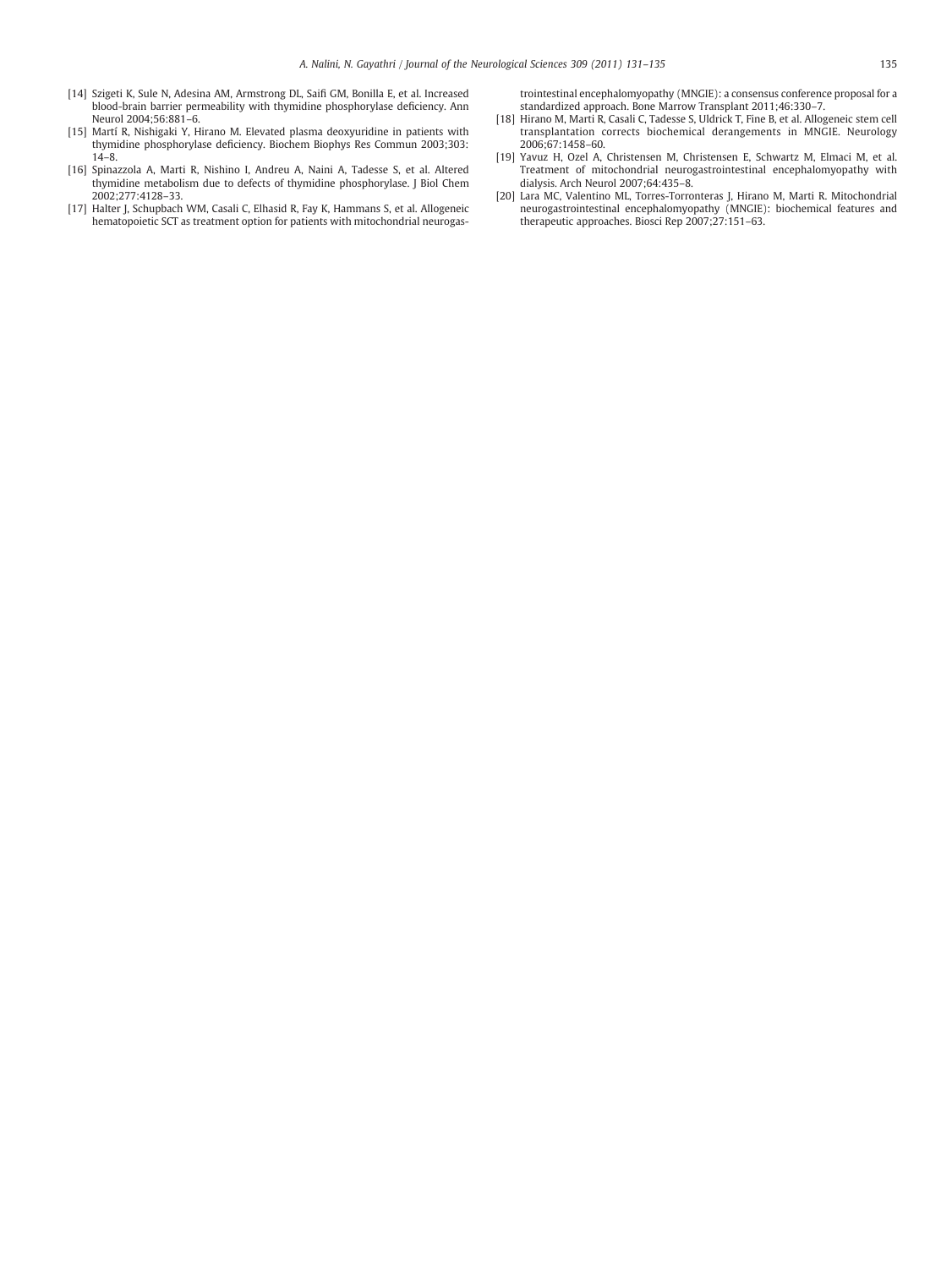[14] Szigeti K, Sule N, Adesina AM, Armstrong DL, Saifi GM, Bonilla E, et al. Increased blood-brain barrier permeability with thymidine phosphorylase deficiency. Ann Neurol 2004;56:881–6.

[15] Martí R, Nishigaki Y, Hirano M. Elevated plasma deoxyuridine in patients with thymidine phosphorylase deficiency. Biochem Biophys Res Commun 2003;303:14–8.

[16] Spinazzola A, Marti R, Nishino I, Andreu A, Naini A, Tadesse S, et al. Altered thymidine metabolism due to defects of thymidine phosphorylase. J Biol Chem 2002;277:4128–33.

[17] Halter J, Schupbach WM, Casali C, Elhasid R, Fay K, Hammans S, et al. Allogeneic hematopoietic SCT as treatment option for patients with mitochondrial neurogastrointestinal encephalomyopathy (MNGIE): a consensus conference proposal for a standardized approach. Bone Marrow Transplant 2011;46:330–7.

[18] Hirano M, Marti R, Casali C, Tadesse S, Uldrick T, Fine B, et al. Allogeneic stem cell transplantation corrects biochemical derangements in MNGIE. Neurology 2006;67:1458–60.

[19] Yavuz H, Ozel A, Christensen M, Christensen E, Schwartz M, Elmaci M, et al. Treatment of mitochondrial neurogastrointestinal encephalomyopathy with dialysis. Arch Neurol 2007;64:435–8.

[20] Lara MC, Valentino ML, Torres-Torronteras J, Hirano M, Marti R. Mitochondrial neurogastrointestinal encephalomyopathy (MNGIE): biochemical features and therapeutic approaches. Biosci Rep 2007;27:151–63.